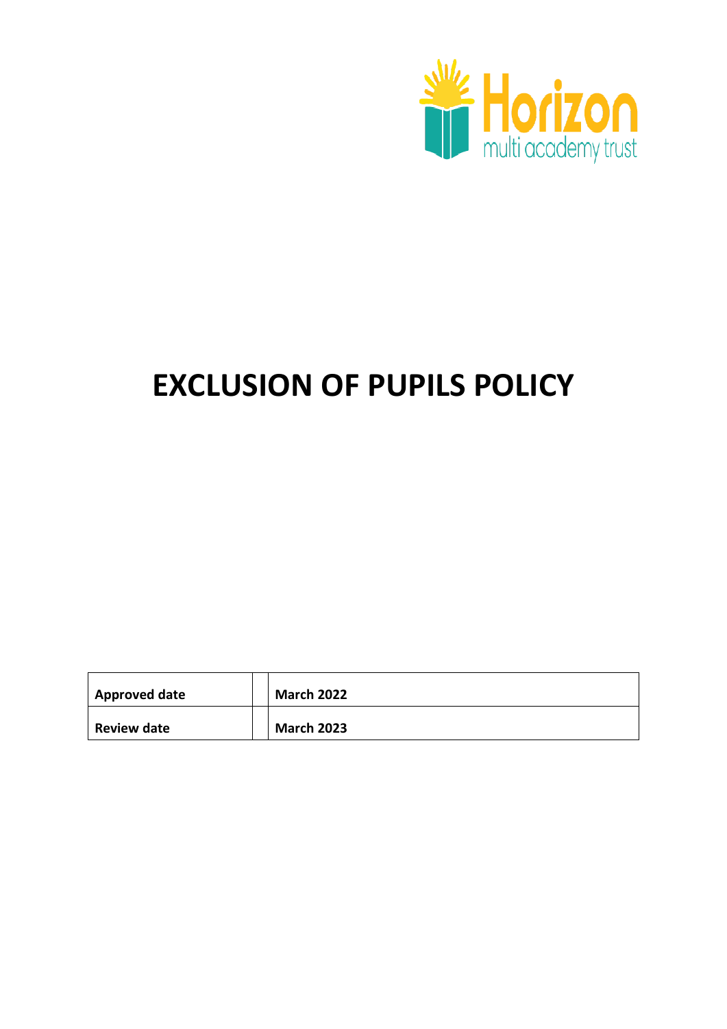Horizon multi academy trust

# EXCLUSION OF PUPILS POLICY

| Approved date | | March 2022 |
|---|---|---|
| Review date | | March 2023 |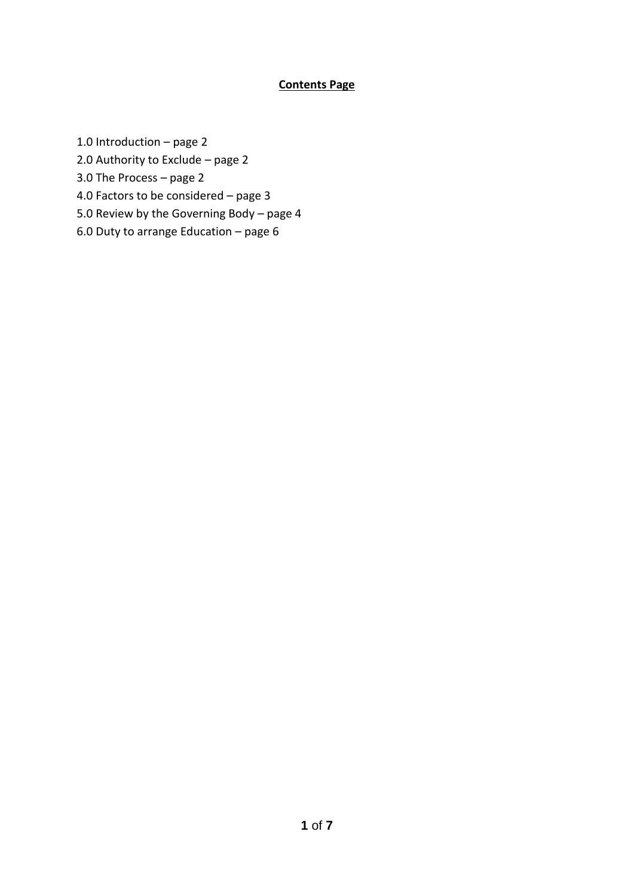**Contents Page**

1.0 Introduction – page 2

2.0 Authority to Exclude – page 2

3.0 The Process – page 2

4.0 Factors to be considered – page 3

5.0 Review by the Governing Body – page 4

6.0 Duty to arrange Education – page 6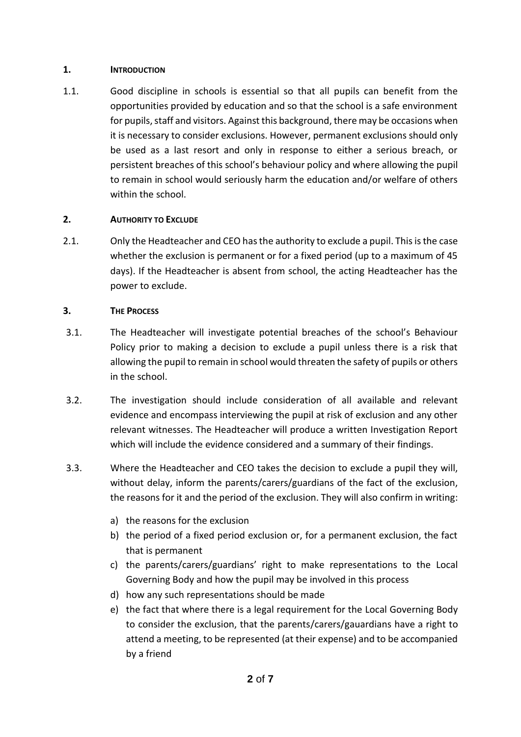## 1. Introduction

1.1. Good discipline in schools is essential so that all pupils can benefit from the opportunities provided by education and so that the school is a safe environment for pupils, staff and visitors. Against this background, there may be occasions when it is necessary to consider exclusions. However, permanent exclusions should only be used as a last resort and only in response to either a serious breach, or persistent breaches of this school's behaviour policy and where allowing the pupil to remain in school would seriously harm the education and/or welfare of others within the school.

## 2. Authority to Exclude

2.1. Only the Headteacher and CEO has the authority to exclude a pupil. This is the case whether the exclusion is permanent or for a fixed period (up to a maximum of 45 days). If the Headteacher is absent from school, the acting Headteacher has the power to exclude.

## 3. The Process

3.1. The Headteacher will investigate potential breaches of the school's Behaviour Policy prior to making a decision to exclude a pupil unless there is a risk that allowing the pupil to remain in school would threaten the safety of pupils or others in the school.

3.2. The investigation should include consideration of all available and relevant evidence and encompass interviewing the pupil at risk of exclusion and any other relevant witnesses. The Headteacher will produce a written Investigation Report which will include the evidence considered and a summary of their findings.

3.3. Where the Headteacher and CEO takes the decision to exclude a pupil they will, without delay, inform the parents/carers/guardians of the fact of the exclusion, the reasons for it and the period of the exclusion. They will also confirm in writing:

a) the reasons for the exclusion
b) the period of a fixed period exclusion or, for a permanent exclusion, the fact that is permanent
c) the parents/carers/guardians' right to make representations to the Local Governing Body and how the pupil may be involved in this process
d) how any such representations should be made
e) the fact that where there is a legal requirement for the Local Governing Body to consider the exclusion, that the parents/carers/gauardians have a right to attend a meeting, to be represented (at their expense) and to be accompanied by a friend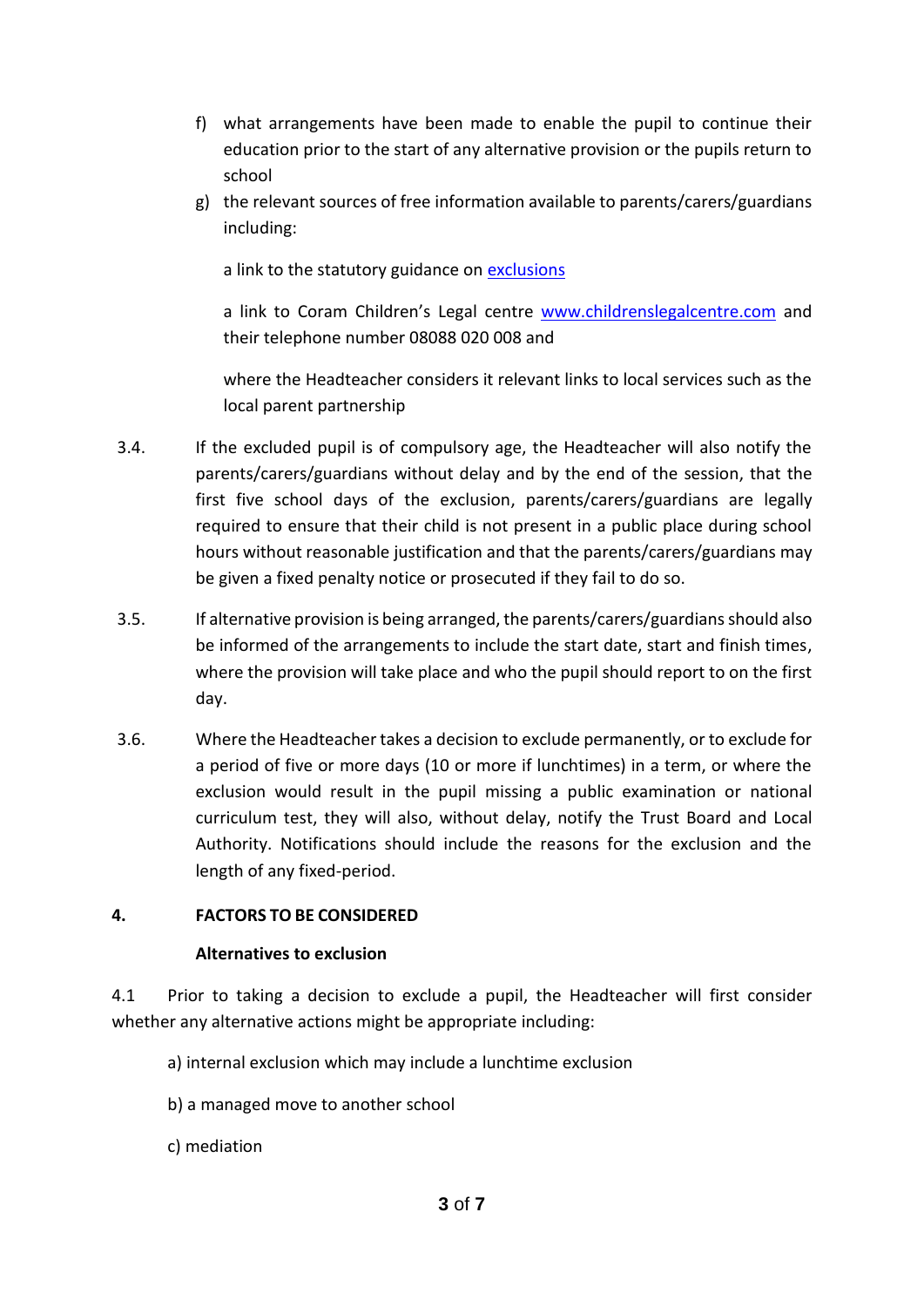f) what arrangements have been made to enable the pupil to continue their education prior to the start of any alternative provision or the pupils return to school

g) the relevant sources of free information available to parents/carers/guardians including:

   a link to the statutory guidance on [exclusions](exclusions)

   a link to Coram Children's Legal centre [www.childrenslegalcentre.com](http://www.childrenslegalcentre.com) and their telephone number 08088 020 008 and

   where the Headteacher considers it relevant links to local services such as the local parent partnership

3.4. If the excluded pupil is of compulsory age, the Headteacher will also notify the parents/carers/guardians without delay and by the end of the session, that the first five school days of the exclusion, parents/carers/guardians are legally required to ensure that their child is not present in a public place during school hours without reasonable justification and that the parents/carers/guardians may be given a fixed penalty notice or prosecuted if they fail to do so.

3.5. If alternative provision is being arranged, the parents/carers/guardians should also be informed of the arrangements to include the start date, start and finish times, where the provision will take place and who the pupil should report to on the first day.

3.6. Where the Headteacher takes a decision to exclude permanently, or to exclude for a period of five or more days (10 or more if lunchtimes) in a term, or where the exclusion would result in the pupil missing a public examination or national curriculum test, they will also, without delay, notify the Trust Board and Local Authority. Notifications should include the reasons for the exclusion and the length of any fixed-period.

## 4. FACTORS TO BE CONSIDERED

### Alternatives to exclusion

4.1 Prior to taking a decision to exclude a pupil, the Headteacher will first consider whether any alternative actions might be appropriate including:

a) internal exclusion which may include a lunchtime exclusion

b) a managed move to another school

c) mediation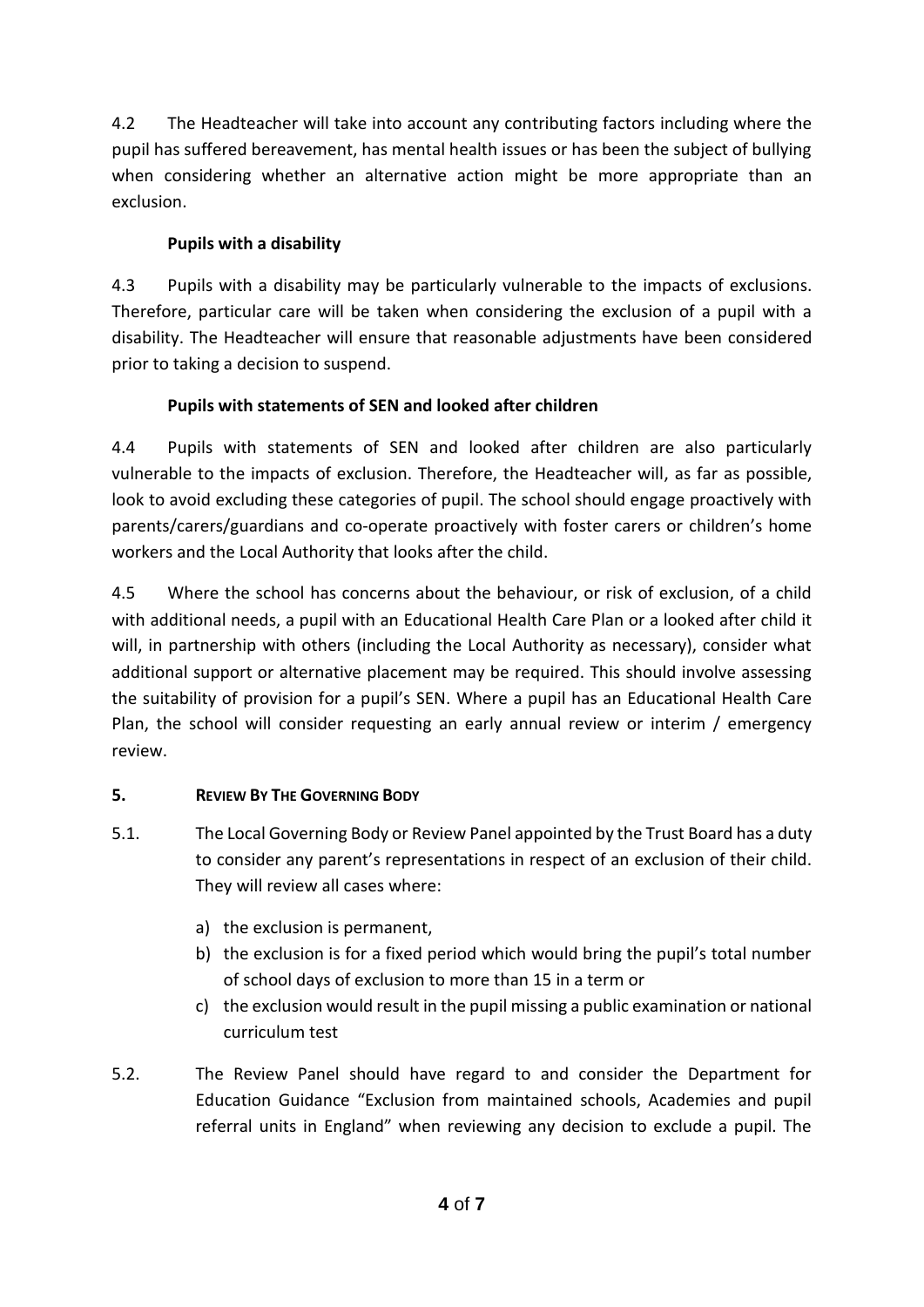4.2 The Headteacher will take into account any contributing factors including where the pupil has suffered bereavement, has mental health issues or has been the subject of bullying when considering whether an alternative action might be more appropriate than an exclusion.

**Pupils with a disability**

4.3 Pupils with a disability may be particularly vulnerable to the impacts of exclusions. Therefore, particular care will be taken when considering the exclusion of a pupil with a disability. The Headteacher will ensure that reasonable adjustments have been considered prior to taking a decision to suspend.

**Pupils with statements of SEN and looked after children**

4.4 Pupils with statements of SEN and looked after children are also particularly vulnerable to the impacts of exclusion. Therefore, the Headteacher will, as far as possible, look to avoid excluding these categories of pupil. The school should engage proactively with parents/carers/guardians and co-operate proactively with foster carers or children's home workers and the Local Authority that looks after the child.

4.5 Where the school has concerns about the behaviour, or risk of exclusion, of a child with additional needs, a pupil with an Educational Health Care Plan or a looked after child it will, in partnership with others (including the Local Authority as necessary), consider what additional support or alternative placement may be required. This should involve assessing the suitability of provision for a pupil's SEN. Where a pupil has an Educational Health Care Plan, the school will consider requesting an early annual review or interim / emergency review.

## 5. Review By The Governing Body

5.1. The Local Governing Body or Review Panel appointed by the Trust Board has a duty to consider any parent's representations in respect of an exclusion of their child. They will review all cases where:

a) the exclusion is permanent,
b) the exclusion is for a fixed period which would bring the pupil's total number of school days of exclusion to more than 15 in a term or
c) the exclusion would result in the pupil missing a public examination or national curriculum test

5.2. The Review Panel should have regard to and consider the Department for Education Guidance "Exclusion from maintained schools, Academies and pupil referral units in England" when reviewing any decision to exclude a pupil. The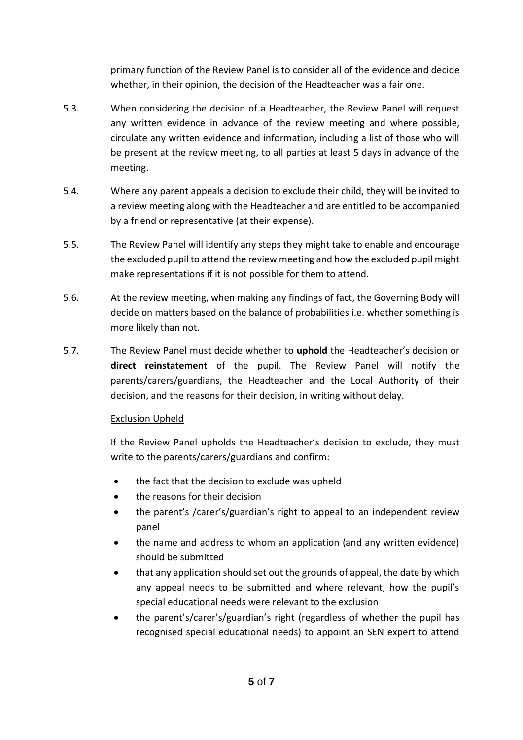primary function of the Review Panel is to consider all of the evidence and decide whether, in their opinion, the decision of the Headteacher was a fair one.

5.3. When considering the decision of a Headteacher, the Review Panel will request any written evidence in advance of the review meeting and where possible, circulate any written evidence and information, including a list of those who will be present at the review meeting, to all parties at least 5 days in advance of the meeting.

5.4. Where any parent appeals a decision to exclude their child, they will be invited to a review meeting along with the Headteacher and are entitled to be accompanied by a friend or representative (at their expense).

5.5. The Review Panel will identify any steps they might take to enable and encourage the excluded pupil to attend the review meeting and how the excluded pupil might make representations if it is not possible for them to attend.

5.6. At the review meeting, when making any findings of fact, the Governing Body will decide on matters based on the balance of probabilities i.e. whether something is more likely than not.

5.7. The Review Panel must decide whether to **uphold** the Headteacher's decision or **direct reinstatement** of the pupil. The Review Panel will notify the parents/carers/guardians, the Headteacher and the Local Authority of their decision, and the reasons for their decision, in writing without delay.

<u>Exclusion Upheld</u>

If the Review Panel upholds the Headteacher's decision to exclude, they must write to the parents/carers/guardians and confirm:

- the fact that the decision to exclude was upheld
- the reasons for their decision
- the parent's /carer's/guardian's right to appeal to an independent review panel
- the name and address to whom an application (and any written evidence) should be submitted
- that any application should set out the grounds of appeal, the date by which any appeal needs to be submitted and where relevant, how the pupil's special educational needs were relevant to the exclusion
- the parent's/carer's/guardian's right (regardless of whether the pupil has recognised special educational needs) to appoint an SEN expert to attend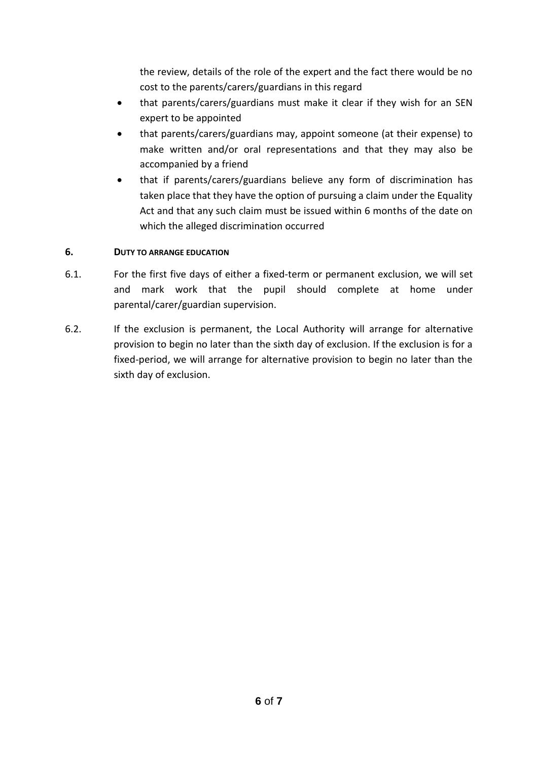the review, details of the role of the expert and the fact there would be no cost to the parents/carers/guardians in this regard

- that parents/carers/guardians must make it clear if they wish for an SEN expert to be appointed
- that parents/carers/guardians may, appoint someone (at their expense) to make written and/or oral representations and that they may also be accompanied by a friend
- that if parents/carers/guardians believe any form of discrimination has taken place that they have the option of pursuing a claim under the Equality Act and that any such claim must be issued within 6 months of the date on which the alleged discrimination occurred

## 6. DUTY TO ARRANGE EDUCATION

6.1. For the first five days of either a fixed-term or permanent exclusion, we will set and mark work that the pupil should complete at home under parental/carer/guardian supervision.

6.2. If the exclusion is permanent, the Local Authority will arrange for alternative provision to begin no later than the sixth day of exclusion. If the exclusion is for a fixed-period, we will arrange for alternative provision to begin no later than the sixth day of exclusion.